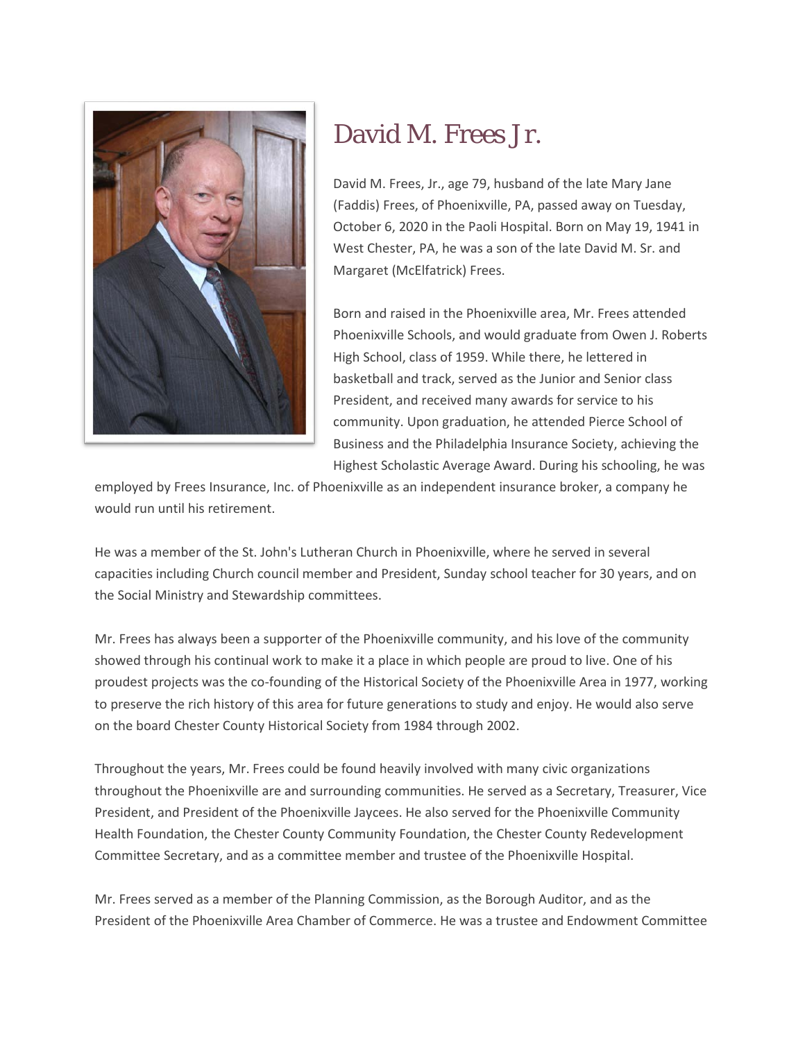# David M. Frees Jr.

David M. Frees, Jr., age 79, husband of the late Mary Jane (Faddis) Frees, of Phoenixville, PA, passed away on Tuesday, October 6, 2020 in the Paoli Hospital. Born on May 19, 1941 in West Chester, PA, he was a son of the late David M. Sr. and Margaret (McElfatrick) Frees.

Born and raised in the Phoenixville area, Mr. Frees attended Phoenixville Schools, and would graduate from Owen J. Roberts High School, class of 1959. While there, he lettered in basketball and track, served as the Junior and Senior class President, and received many awards for service to his community. Upon graduation, he attended Pierce School of Business and the Philadelphia Insurance Society, achieving the Highest Scholastic Average Award. During his schooling, he was employed by Frees Insurance, Inc. of Phoenixville as an independent insurance broker, a company he would run until his retirement.

He was a member of the St. John's Lutheran Church in Phoenixville, where he served in several capacities including Church council member and President, Sunday school teacher for 30 years, and on the Social Ministry and Stewardship committees.

Mr. Frees has always been a supporter of the Phoenixville community, and his love of the community showed through his continual work to make it a place in which people are proud to live. One of his proudest projects was the co-founding of the Historical Society of the Phoenixville Area in 1977, working to preserve the rich history of this area for future generations to study and enjoy. He would also serve on the board Chester County Historical Society from 1984 through 2002.

Throughout the years, Mr. Frees could be found heavily involved with many civic organizations throughout the Phoenixville are and surrounding communities. He served as a Secretary, Treasurer, Vice President, and President of the Phoenixville Jaycees. He also served for the Phoenixville Community Health Foundation, the Chester County Community Foundation, the Chester County Redevelopment Committee Secretary, and as a committee member and trustee of the Phoenixville Hospital.

Mr. Frees served as a member of the Planning Commission, as the Borough Auditor, and as the President of the Phoenixville Area Chamber of Commerce. He was a trustee and Endowment Committee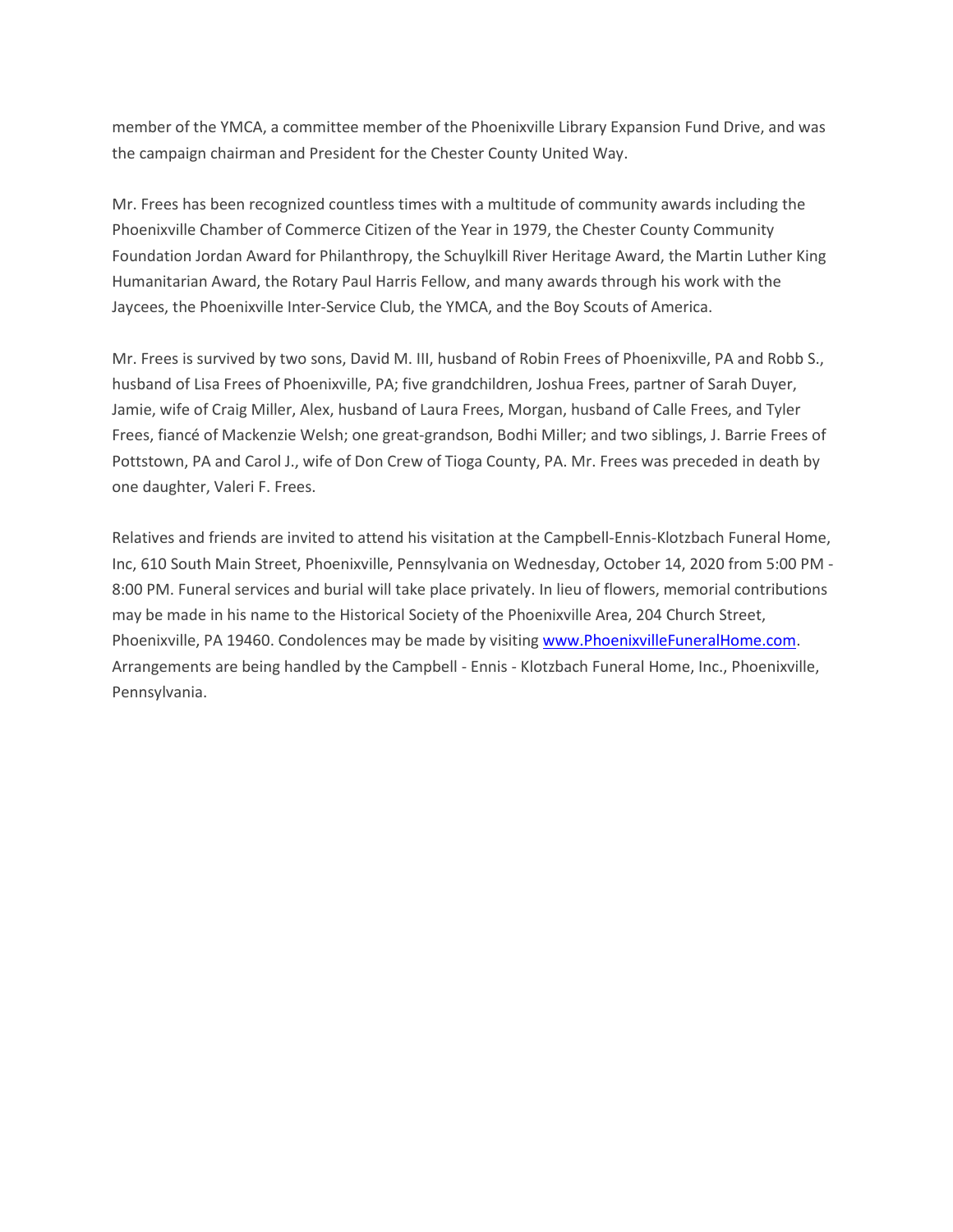member of the YMCA, a committee member of the Phoenixville Library Expansion Fund Drive, and was the campaign chairman and President for the Chester County United Way.

Mr. Frees has been recognized countless times with a multitude of community awards including the Phoenixville Chamber of Commerce Citizen of the Year in 1979, the Chester County Community Foundation Jordan Award for Philanthropy, the Schuylkill River Heritage Award, the Martin Luther King Humanitarian Award, the Rotary Paul Harris Fellow, and many awards through his work with the Jaycees, the Phoenixville Inter-Service Club, the YMCA, and the Boy Scouts of America.

Mr. Frees is survived by two sons, David M. III, husband of Robin Frees of Phoenixville, PA and Robb S., husband of Lisa Frees of Phoenixville, PA; five grandchildren, Joshua Frees, partner of Sarah Duyer, Jamie, wife of Craig Miller, Alex, husband of Laura Frees, Morgan, husband of Calle Frees, and Tyler Frees, fiancé of Mackenzie Welsh; one great-grandson, Bodhi Miller; and two siblings, J. Barrie Frees of Pottstown, PA and Carol J., wife of Don Crew of Tioga County, PA. Mr. Frees was preceded in death by one daughter, Valeri F. Frees.

Relatives and friends are invited to attend his visitation at the Campbell-Ennis-Klotzbach Funeral Home, Inc, 610 South Main Street, Phoenixville, Pennsylvania on Wednesday, October 14, 2020 from 5:00 PM - 8:00 PM. Funeral services and burial will take place privately. In lieu of flowers, memorial contributions may be made in his name to the Historical Society of the Phoenixville Area, 204 Church Street, Phoenixville, PA 19460. Condolences may be made by visiting [www.PhoenixvilleFuneralHome.com](http://www.PhoenixvilleFuneralHome.com). Arrangements are being handled by the Campbell - Ennis - Klotzbach Funeral Home, Inc., Phoenixville, Pennsylvania.